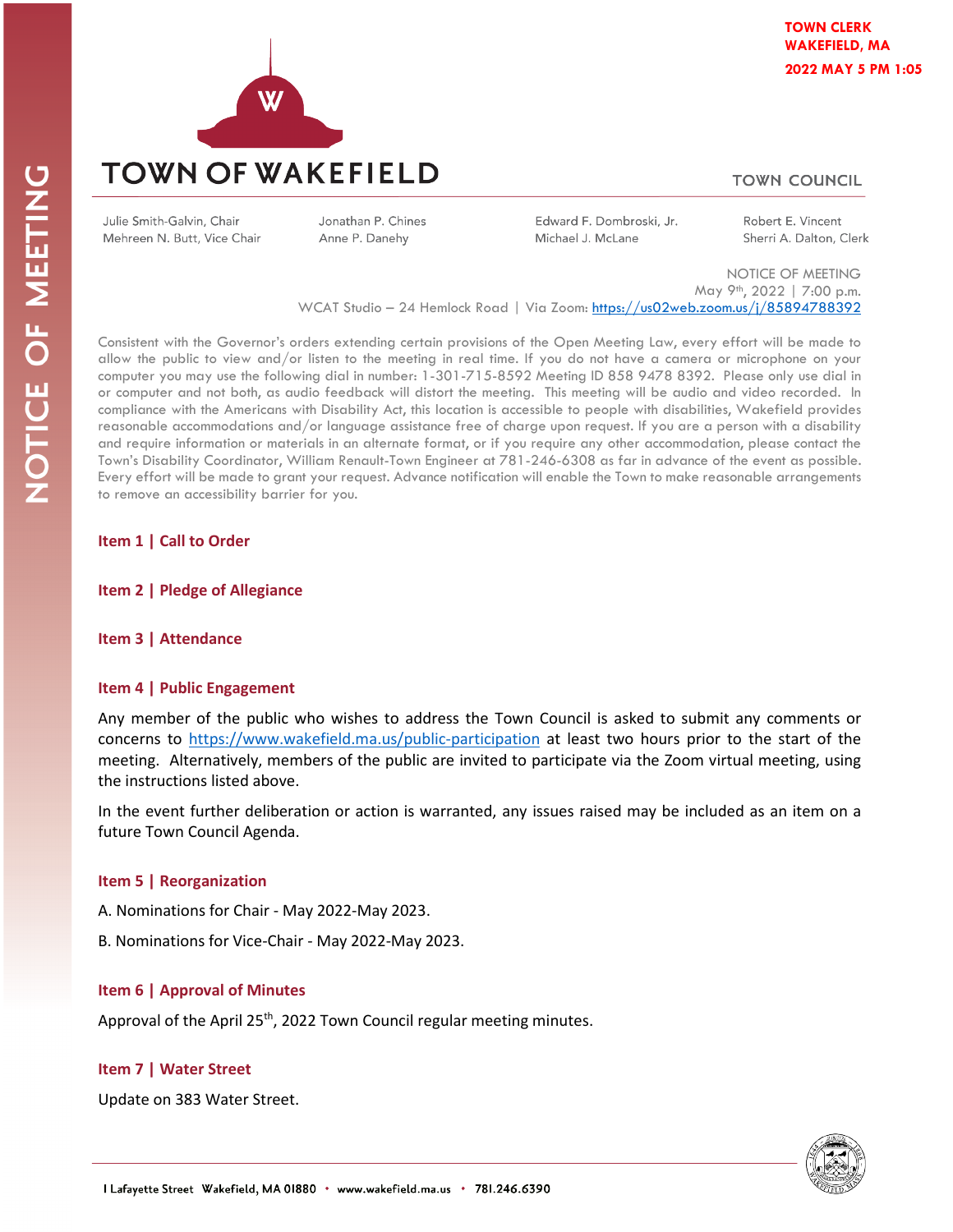TOWN CLERK
WAKEFIELD, MA
2022 MAY 5 PM 1:05

# TOWN OF WAKEFIELD

## TOWN COUNCIL

Julie Smith-Galvin, Chair
Mehreen N. Butt, Vice Chair
Jonathan P. Chines
Anne P. Danehy
Edward F. Dombroski, Jr.
Michael J. McLane
Robert E. Vincent
Sherri A. Dalton, Clerk

NOTICE OF MEETING
May 9th, 2022 | 7:00 p.m.
WCAT Studio – 24 Hemlock Road | Via Zoom: https://us02web.zoom.us/j/85894788392

Consistent with the Governor's orders extending certain provisions of the Open Meeting Law, every effort will be made to allow the public to view and/or listen to the meeting in real time. If you do not have a camera or microphone on your computer you may use the following dial in number: 1-301-715-8592 Meeting ID 858 9478 8392. Please only use dial in or computer and not both, as audio feedback will distort the meeting. This meeting will be audio and video recorded. In compliance with the Americans with Disability Act, this location is accessible to people with disabilities, Wakefield provides reasonable accommodations and/or language assistance free of charge upon request. If you are a person with a disability and require information or materials in an alternate format, or if you require any other accommodation, please contact the Town's Disability Coordinator, William Renault-Town Engineer at 781-246-6308 as far in advance of the event as possible. Every effort will be made to grant your request. Advance notification will enable the Town to make reasonable arrangements to remove an accessibility barrier for you.

### Item 1 | Call to Order

### Item 2 | Pledge of Allegiance

### Item 3 | Attendance

### Item 4 | Public Engagement

Any member of the public who wishes to address the Town Council is asked to submit any comments or concerns to https://www.wakefield.ma.us/public-participation at least two hours prior to the start of the meeting. Alternatively, members of the public are invited to participate via the Zoom virtual meeting, using the instructions listed above.

In the event further deliberation or action is warranted, any issues raised may be included as an item on a future Town Council Agenda.

### Item 5 | Reorganization

A. Nominations for Chair - May 2022-May 2023.

B. Nominations for Vice-Chair - May 2022-May 2023.

### Item 6 | Approval of Minutes

Approval of the April 25th, 2022 Town Council regular meeting minutes.

### Item 7 | Water Street

Update on 383 Water Street.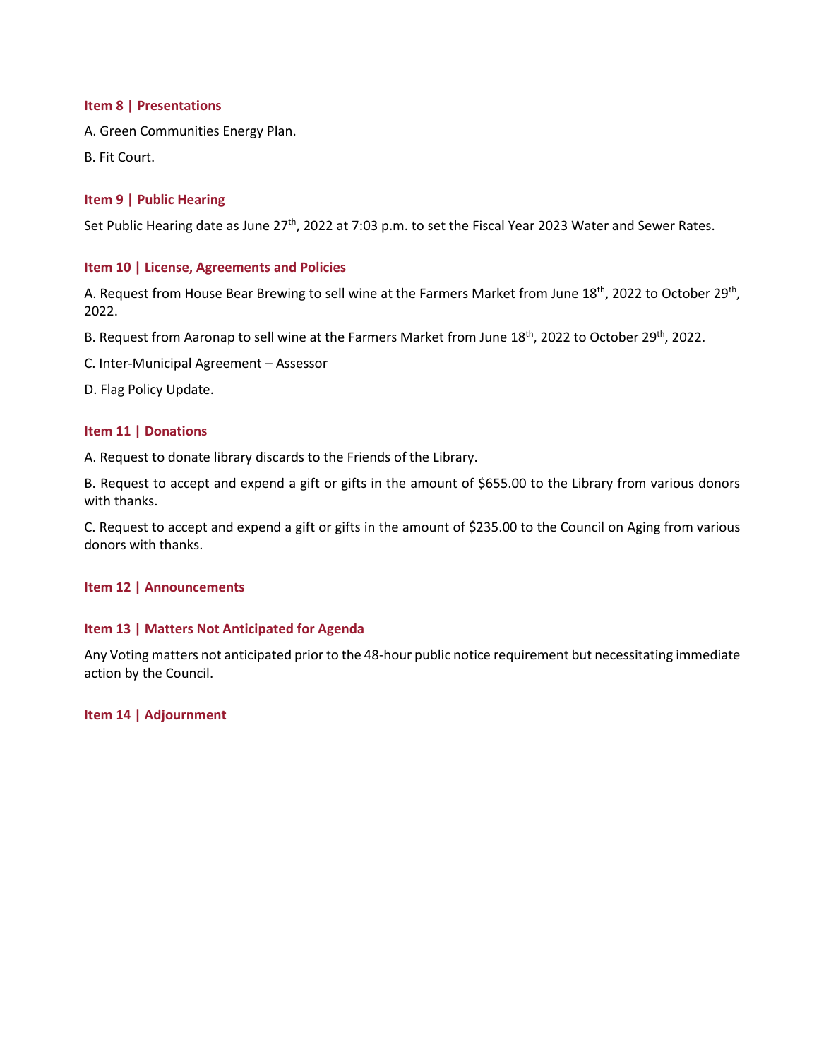### Item 8 | Presentations

A. Green Communities Energy Plan.

B. Fit Court.

### Item 9 | Public Hearing

Set Public Hearing date as June 27th, 2022 at 7:03 p.m. to set the Fiscal Year 2023 Water and Sewer Rates.

### Item 10 | License, Agreements and Policies

A. Request from House Bear Brewing to sell wine at the Farmers Market from June 18th, 2022 to October 29th, 2022.

B. Request from Aaronap to sell wine at the Farmers Market from June 18th, 2022 to October 29th, 2022.

C. Inter-Municipal Agreement – Assessor

D. Flag Policy Update.

### Item 11 | Donations

A. Request to donate library discards to the Friends of the Library.

B. Request to accept and expend a gift or gifts in the amount of $655.00 to the Library from various donors with thanks.

C. Request to accept and expend a gift or gifts in the amount of $235.00 to the Council on Aging from various donors with thanks.

### Item 12 | Announcements

### Item 13 | Matters Not Anticipated for Agenda

Any Voting matters not anticipated prior to the 48-hour public notice requirement but necessitating immediate action by the Council.

### Item 14 | Adjournment